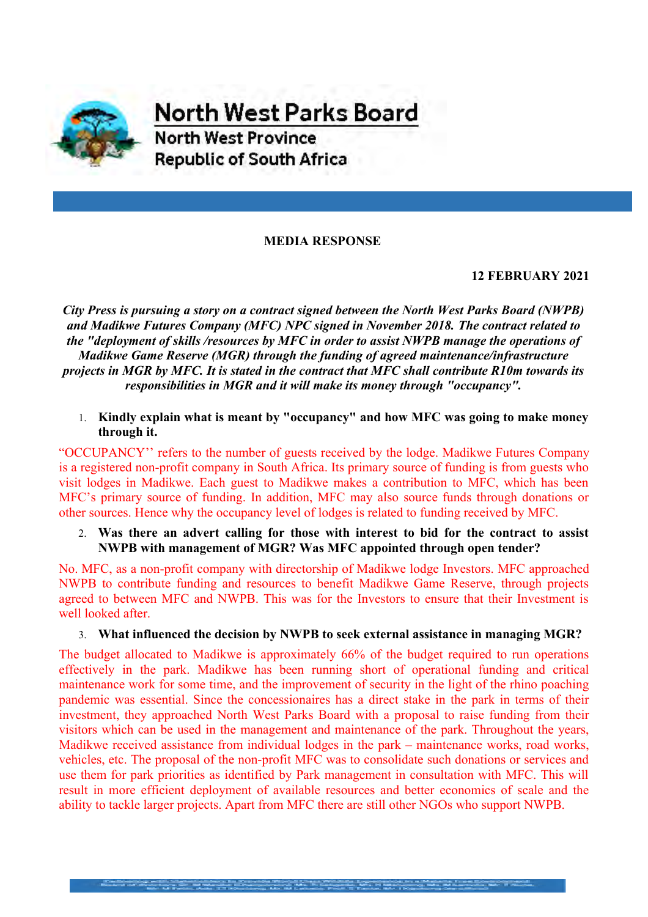# North West Parks Board

North West Province

Republic of South Africa

**MEDIA RESPONSE**

**12 FEBRUARY 2021**

***City Press is pursuing a story on a contract signed between the North West Parks Board (NWPB) and Madikwe Futures Company (MFC) NPC signed in November 2018. The contract related to the "deployment of skills /resources by MFC in order to assist NWPB manage the operations of Madikwe Game Reserve (MGR) through the funding of agreed maintenance/infrastructure projects in MGR by MFC. It is stated in the contract that MFC shall contribute R10m towards its responsibilities in MGR and it will make its money through "occupancy".***

1. **Kindly explain what is meant by "occupancy" and how MFC was going to make money through it.**

"OCCUPANCY'' refers to the number of guests received by the lodge. Madikwe Futures Company is a registered non-profit company in South Africa. Its primary source of funding is from guests who visit lodges in Madikwe. Each guest to Madikwe makes a contribution to MFC, which has been MFC's primary source of funding. In addition, MFC may also source funds through donations or other sources. Hence why the occupancy level of lodges is related to funding received by MFC.

2. **Was there an advert calling for those with interest to bid for the contract to assist NWPB with management of MGR? Was MFC appointed through open tender?**

No. MFC, as a non-profit company with directorship of Madikwe lodge Investors. MFC approached NWPB to contribute funding and resources to benefit Madikwe Game Reserve, through projects agreed to between MFC and NWPB. This was for the Investors to ensure that their Investment is well looked after.

3. **What influenced the decision by NWPB to seek external assistance in managing MGR?**

The budget allocated to Madikwe is approximately 66% of the budget required to run operations effectively in the park. Madikwe has been running short of operational funding and critical maintenance work for some time, and the improvement of security in the light of the rhino poaching pandemic was essential. Since the concessionaires has a direct stake in the park in terms of their investment, they approached North West Parks Board with a proposal to raise funding from their visitors which can be used in the management and maintenance of the park. Throughout the years, Madikwe received assistance from individual lodges in the park – maintenance works, road works, vehicles, etc. The proposal of the non-profit MFC was to consolidate such donations or services and use them for park priorities as identified by Park management in consultation with MFC. This will result in more efficient deployment of available resources and better economics of scale and the ability to tackle larger projects. Apart from MFC there are still other NGOs who support NWPB.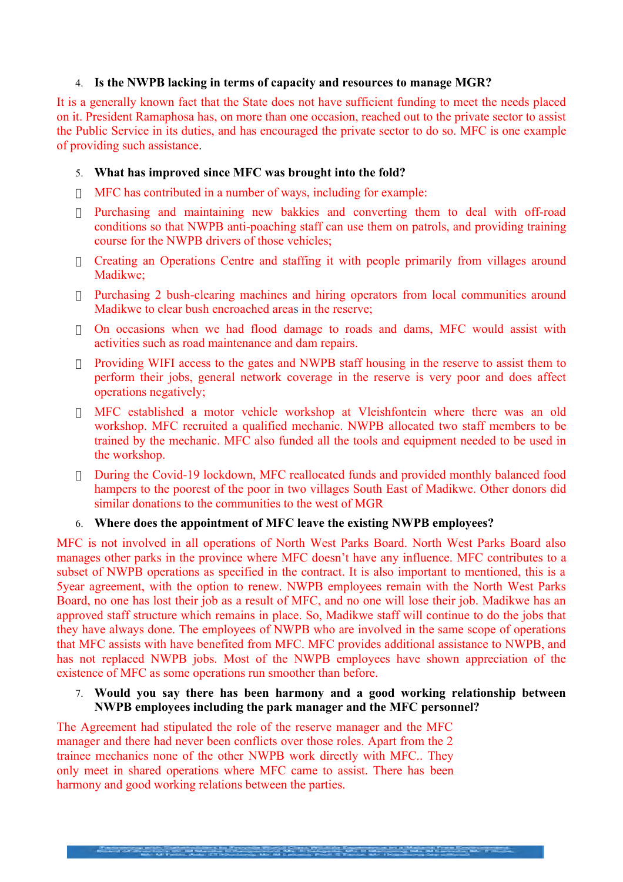4. **Is the NWPB lacking in terms of capacity and resources to manage MGR?**

It is a generally known fact that the State does not have sufficient funding to meet the needs placed on it. President Ramaphosa has, on more than one occasion, reached out to the private sector to assist the Public Service in its duties, and has encouraged the private sector to do so. MFC is one example of providing such assistance.

5. **What has improved since MFC was brought into the fold?**

- MFC has contributed in a number of ways, including for example:
- Purchasing and maintaining new bakkies and converting them to deal with off-road conditions so that NWPB anti-poaching staff can use them on patrols, and providing training course for the NWPB drivers of those vehicles;
- Creating an Operations Centre and staffing it with people primarily from villages around Madikwe;
- Purchasing 2 bush-clearing machines and hiring operators from local communities around Madikwe to clear bush encroached areas in the reserve;
- On occasions when we had flood damage to roads and dams, MFC would assist with activities such as road maintenance and dam repairs.
- Providing WIFI access to the gates and NWPB staff housing in the reserve to assist them to perform their jobs, general network coverage in the reserve is very poor and does affect operations negatively;
- MFC established a motor vehicle workshop at Vleishfontein where there was an old workshop. MFC recruited a qualified mechanic. NWPB allocated two staff members to be trained by the mechanic. MFC also funded all the tools and equipment needed to be used in the workshop.
- During the Covid-19 lockdown, MFC reallocated funds and provided monthly balanced food hampers to the poorest of the poor in two villages South East of Madikwe. Other donors did similar donations to the communities to the west of MGR

6. **Where does the appointment of MFC leave the existing NWPB employees?**

MFC is not involved in all operations of North West Parks Board. North West Parks Board also manages other parks in the province where MFC doesn't have any influence. MFC contributes to a subset of NWPB operations as specified in the contract. It is also important to mentioned, this is a 5year agreement, with the option to renew. NWPB employees remain with the North West Parks Board, no one has lost their job as a result of MFC, and no one will lose their job. Madikwe has an approved staff structure which remains in place. So, Madikwe staff will continue to do the jobs that they have always done. The employees of NWPB who are involved in the same scope of operations that MFC assists with have benefited from MFC. MFC provides additional assistance to NWPB, and has not replaced NWPB jobs. Most of the NWPB employees have shown appreciation of the existence of MFC as some operations run smoother than before.

7. **Would you say there has been harmony and a good working relationship between NWPB employees including the park manager and the MFC personnel?**

The Agreement had stipulated the role of the reserve manager and the MFC manager and there had never been conflicts over those roles. Apart from the 2 trainee mechanics none of the other NWPB work directly with MFC.. They only meet in shared operations where MFC came to assist. There has been harmony and good working relations between the parties.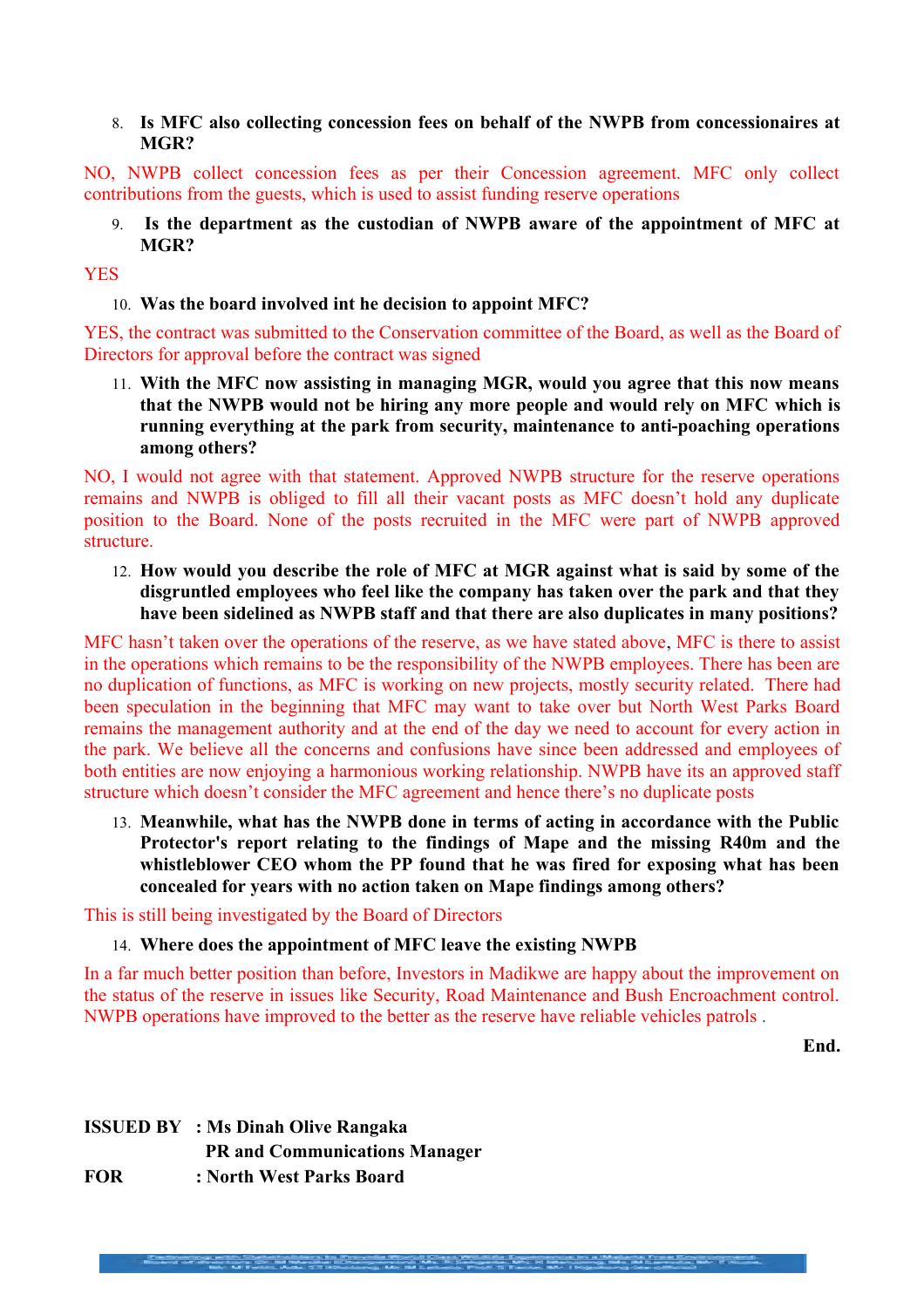8. **Is MFC also collecting concession fees on behalf of the NWPB from concessionaires at MGR?**

NO, NWPB collect concession fees as per their Concession agreement. MFC only collect contributions from the guests, which is used to assist funding reserve operations

9. **Is the department as the custodian of NWPB aware of the appointment of MFC at MGR?**

YES

10. **Was the board involved int he decision to appoint MFC?**

YES, the contract was submitted to the Conservation committee of the Board, as well as the Board of Directors for approval before the contract was signed

11. **With the MFC now assisting in managing MGR, would you agree that this now means that the NWPB would not be hiring any more people and would rely on MFC which is running everything at the park from security, maintenance to anti-poaching operations among others?**

NO, I would not agree with that statement. Approved NWPB structure for the reserve operations remains and NWPB is obliged to fill all their vacant posts as MFC doesn't hold any duplicate position to the Board. None of the posts recruited in the MFC were part of NWPB approved structure.

12. **How would you describe the role of MFC at MGR against what is said by some of the disgruntled employees who feel like the company has taken over the park and that they have been sidelined as NWPB staff and that there are also duplicates in many positions?**

MFC hasn't taken over the operations of the reserve, as we have stated above, MFC is there to assist in the operations which remains to be the responsibility of the NWPB employees. There has been are no duplication of functions, as MFC is working on new projects, mostly security related. There had been speculation in the beginning that MFC may want to take over but North West Parks Board remains the management authority and at the end of the day we need to account for every action in the park. We believe all the concerns and confusions have since been addressed and employees of both entities are now enjoying a harmonious working relationship. NWPB have its an approved staff structure which doesn't consider the MFC agreement and hence there's no duplicate posts

13. **Meanwhile, what has the NWPB done in terms of acting in accordance with the Public Protector's report relating to the findings of Mape and the missing R40m and the whistleblower CEO whom the PP found that he was fired for exposing what has been concealed for years with no action taken on Mape findings among others?**

This is still being investigated by the Board of Directors

14. **Where does the appointment of MFC leave the existing NWPB**

In a far much better position than before, Investors in Madikwe are happy about the improvement on the status of the reserve in issues like Security, Road Maintenance and Bush Encroachment control. NWPB operations have improved to the better as the reserve have reliable vehicles patrols .

**End.**

**ISSUED BY : Ms Dinah Olive Rangaka**
**PR and Communications Manager**
**FOR : North West Parks Board**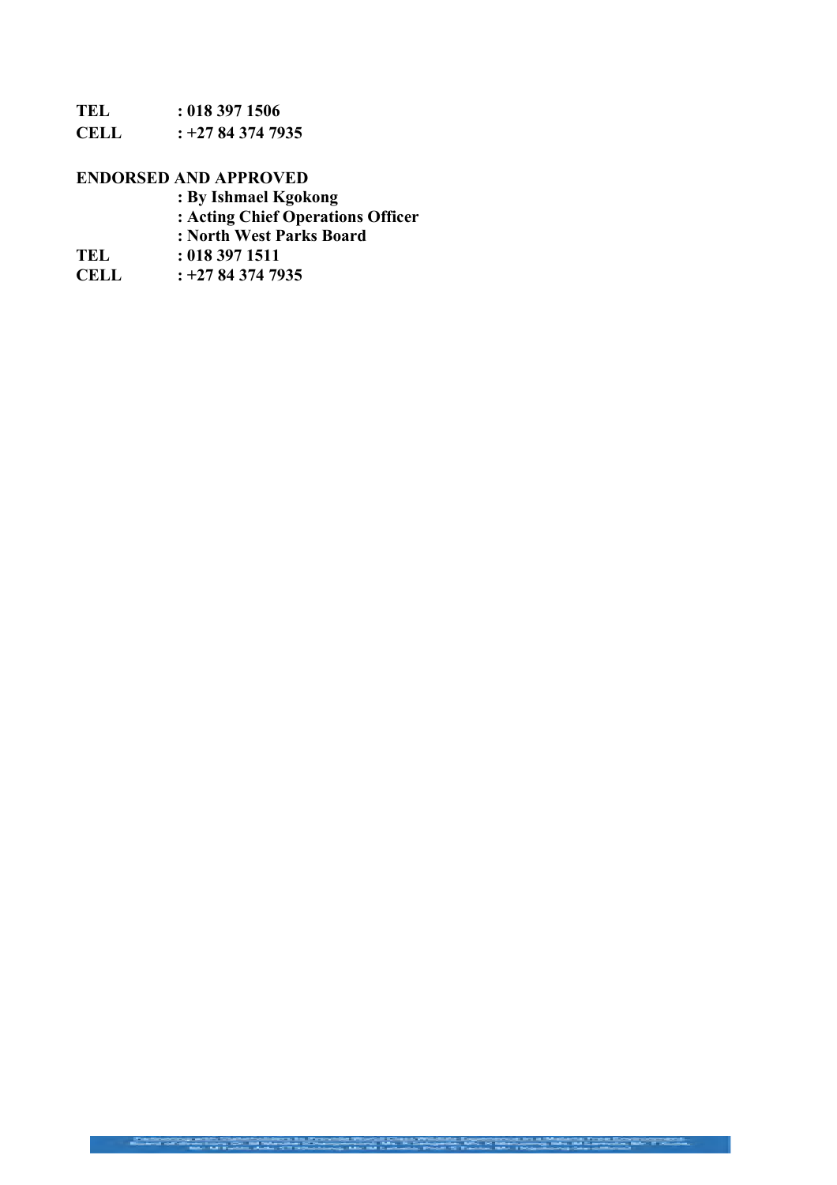**TEL** **: 018 397 1506**
**CELL** **: +27 84 374 7935**

**ENDORSED AND APPROVED**

**: By Ishmael Kgokong**
**: Acting Chief Operations Officer**
**: North West Parks Board**

**TEL** **: 018 397 1511**
**CELL** **: +27 84 374 7935**